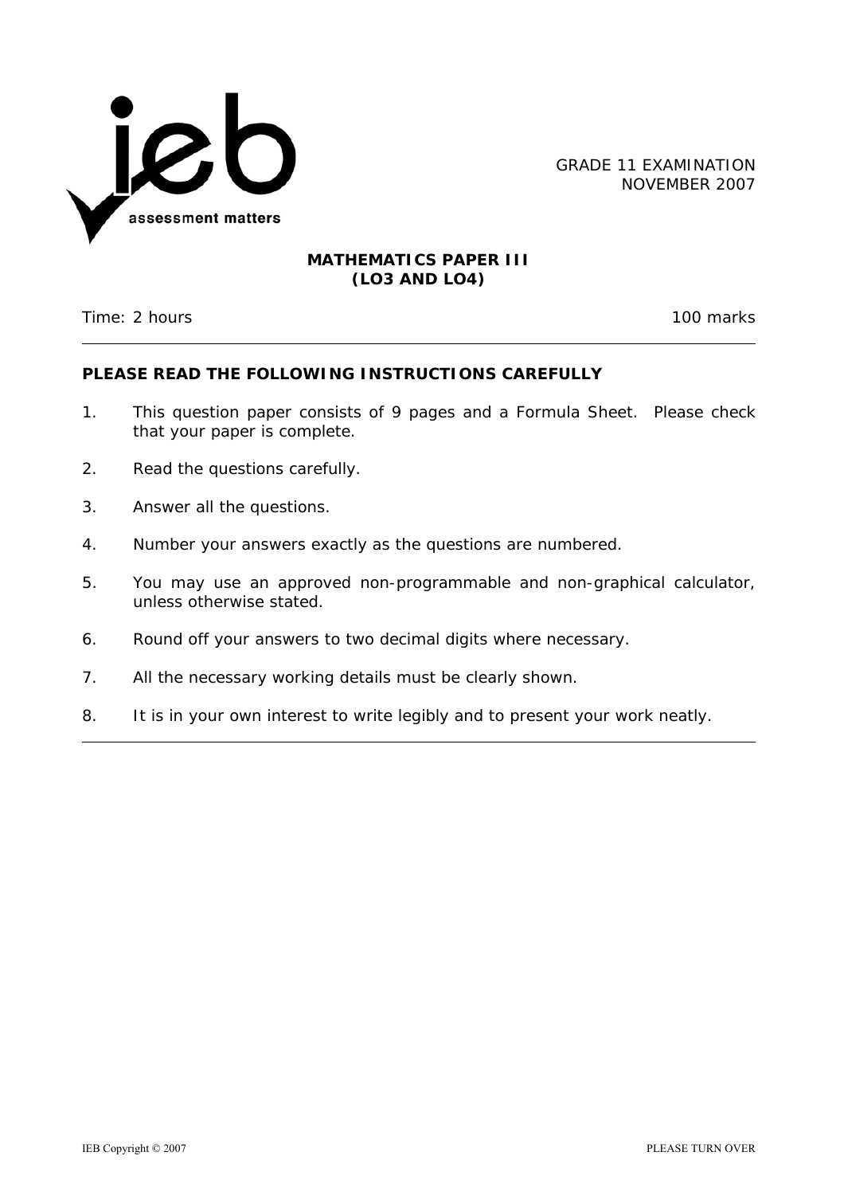GRADE 11 EXAMINATION
NOVEMBER 2007

**MATHEMATICS PAPER III**
**(LO3 AND LO4)**

Time: 2 hours 100 marks

---

**PLEASE READ THE FOLLOWING INSTRUCTIONS CAREFULLY**

1. This question paper consists of 9 pages and a Formula Sheet. Please check that your paper is complete.
2. Read the questions carefully.
3. Answer all the questions.
4. Number your answers exactly as the questions are numbered.
5. You may use an approved non-programmable and non-graphical calculator, unless otherwise stated.
6. Round off your answers to two decimal digits where necessary.
7. All the necessary working details must be clearly shown.
8. It is in your own interest to write legibly and to present your work neatly.

---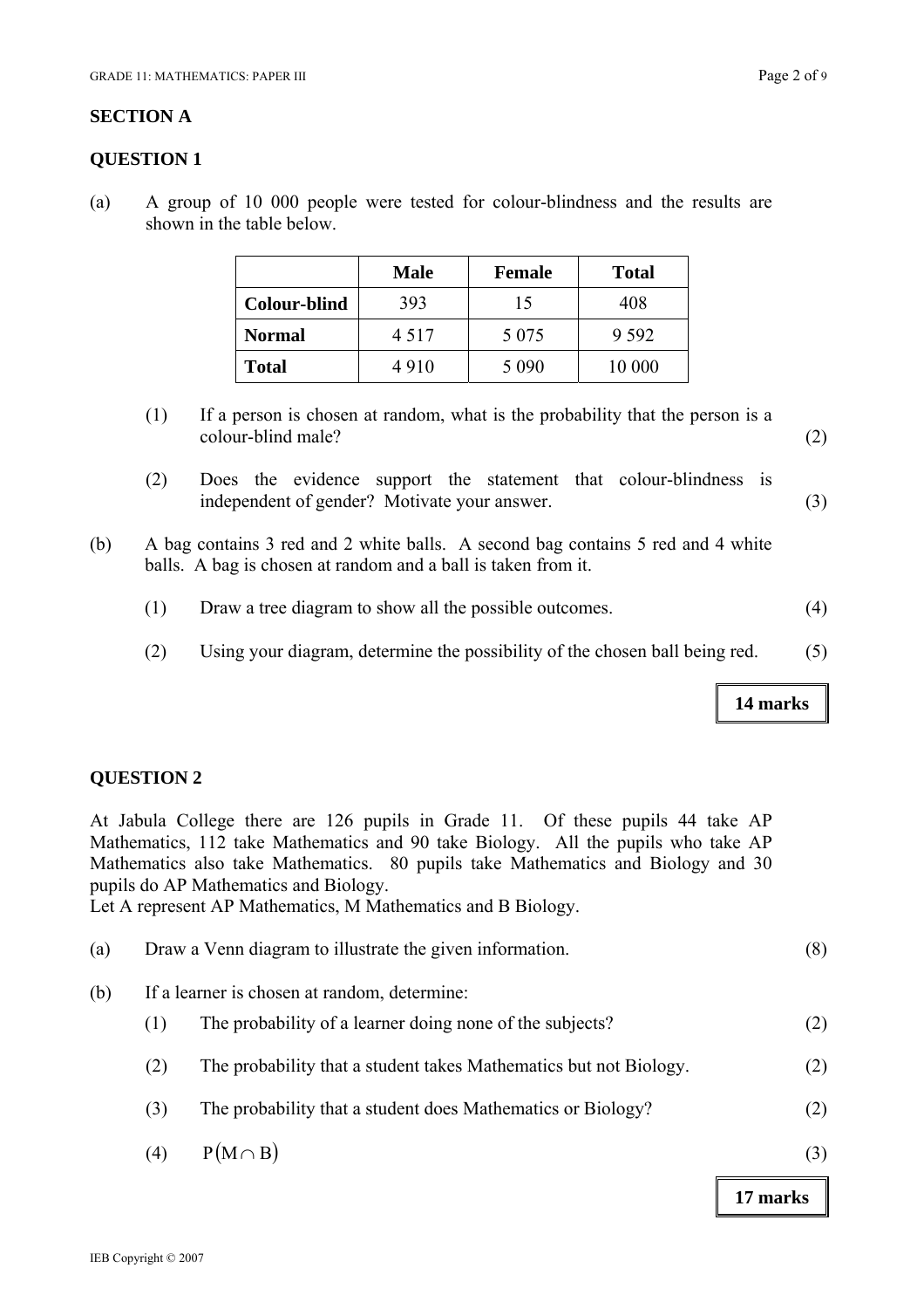## SECTION A

### QUESTION 1

(a) A group of 10 000 people were tested for colour-blindness and the results are shown in the table below.

| | Male | Female | Total |
|---|---|---|---|
| **Colour-blind** | 393 | 15 | 408 |
| **Normal** | 4 517 | 5 075 | 9 592 |
| **Total** | 4 910 | 5 090 | 10 000 |

(1) If a person is chosen at random, what is the probability that the person is a colour-blind male? (2)

(2) Does the evidence support the statement that colour-blindness is independent of gender? Motivate your answer. (3)

(b) A bag contains 3 red and 2 white balls. A second bag contains 5 red and 4 white balls. A bag is chosen at random and a ball is taken from it.

(1) Draw a tree diagram to show all the possible outcomes. (4)

(2) Using your diagram, determine the possibility of the chosen ball being red. (5)

**14 marks**

### QUESTION 2

At Jabula College there are 126 pupils in Grade 11. Of these pupils 44 take AP Mathematics, 112 take Mathematics and 90 take Biology. All the pupils who take AP Mathematics also take Mathematics. 80 pupils take Mathematics and Biology and 30 pupils do AP Mathematics and Biology.
Let A represent AP Mathematics, M Mathematics and B Biology.

(a) Draw a Venn diagram to illustrate the given information. (8)

(b) If a learner is chosen at random, determine:

(1) The probability of a learner doing none of the subjects? (2)

(2) The probability that a student takes Mathematics but not Biology. (2)

(3) The probability that a student does Mathematics or Biology? (2)

(4) $P(M \cap B)$ (3)

**17 marks**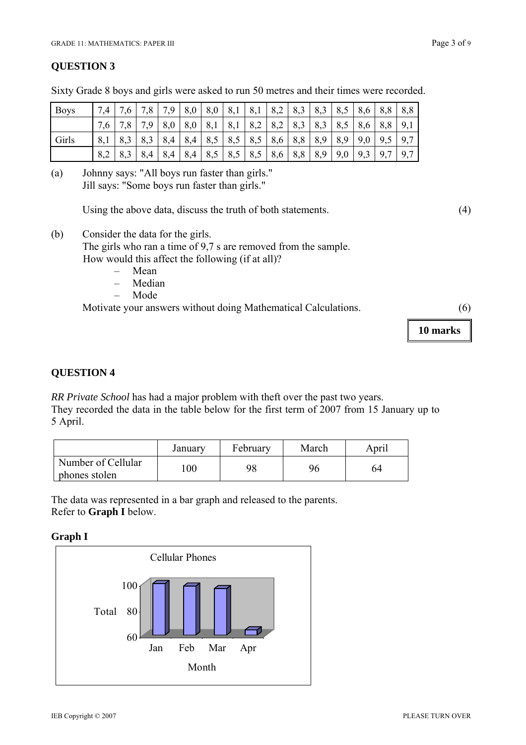## QUESTION 3

Sixty Grade 8 boys and girls were asked to run 50 metres and their times were recorded.

| Boys | 7,4 | 7,6 | 7,8 | 7,9 | 8,0 | 8,0 | 8,1 | 8,1 | 8,2 | 8,3 | 8,3 | 8,5 | 8,6 | 8,8 | 8,8 |
|---|---|---|---|---|---|---|---|---|---|---|---|---|---|---|---|
| | 7,6 | 7,8 | 7,9 | 8,0 | 8,0 | 8,1 | 8,1 | 8,2 | 8,2 | 8,3 | 8,3 | 8,5 | 8,6 | 8,8 | 9,1 |
| Girls | 8,1 | 8,3 | 8,3 | 8,4 | 8,4 | 8,5 | 8,5 | 8,5 | 8,6 | 8,8 | 8,9 | 8,9 | 9,0 | 9,5 | 9,7 |
| | 8,2 | 8,3 | 8,4 | 8,4 | 8,4 | 8,5 | 8,5 | 8,5 | 8,6 | 8,8 | 8,9 | 9,0 | 9,3 | 9,7 | 9,7 |

(a) Johnny says: "All boys run faster than girls."
Jill says: "Some boys run faster than girls."

Using the above data, discuss the truth of both statements. (4)

(b) Consider the data for the girls.
The girls who ran a time of 9,7 s are removed from the sample.
How would this affect the following (if at all)?
- Mean
- Median
- Mode

Motivate your answers without doing Mathematical Calculations. (6)

**10 marks**

## QUESTION 4

*RR Private School* has had a major problem with theft over the past two years.
They recorded the data in the table below for the first term of 2007 from 15 January up to 5 April.

| | January | February | March | April |
|---|---|---|---|---|
| Number of Cellular phones stolen | 100 | 98 | 96 | 64 |

The data was represented in a bar graph and released to the parents.
Refer to **Graph I** below.

**Graph I**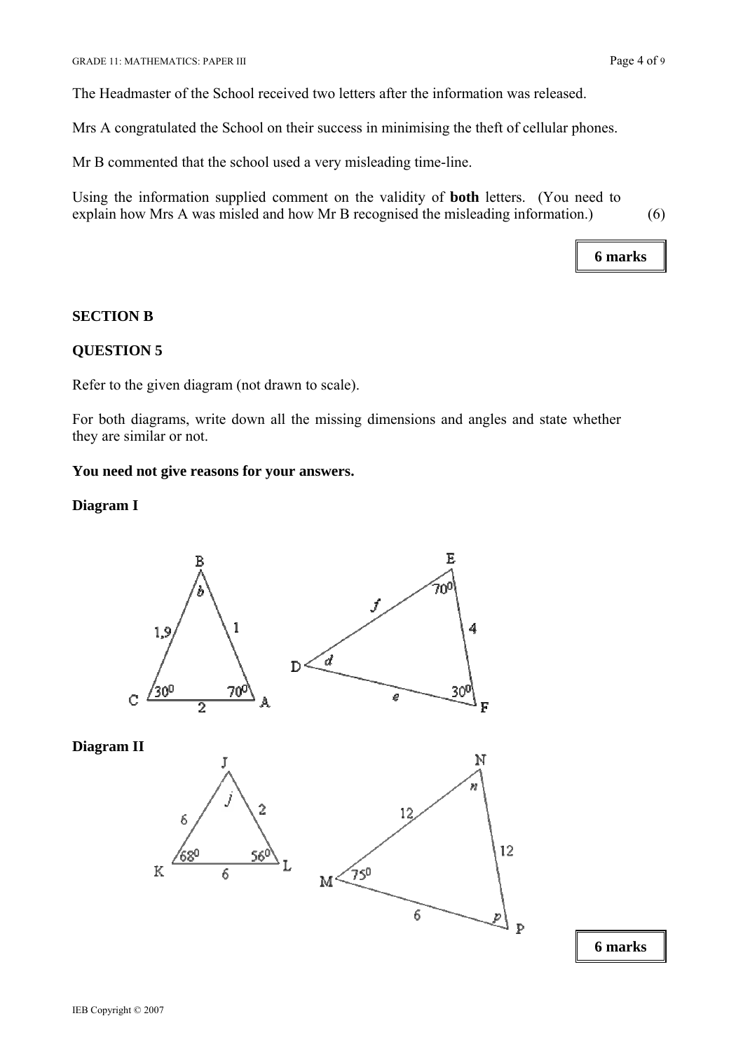The Headmaster of the School received two letters after the information was released.

Mrs A congratulated the School on their success in minimising the theft of cellular phones.

Mr B commented that the school used a very misleading time-line.

Using the information supplied comment on the validity of **both** letters. (You need to explain how Mrs A was misled and how Mr B recognised the misleading information.) (6)

**6 marks**

## SECTION B

### QUESTION 5

Refer to the given diagram (not drawn to scale).

For both diagrams, write down all the missing dimensions and angles and state whether they are similar or not.

**You need not give reasons for your answers.**

**Diagram I**

Triangle ABC: $CB = 1,9$; $BA = 1$; $CA = 2$; $\hat{C} = 30^0$; $\hat{A} = 70^0$; $\hat{B} = b$

Triangle DEF: $DE = f$; $EF = 4$; $DF = e$; $\hat{E} = 70^0$; $\hat{F} = 30^0$; $\hat{D} = d$

**Diagram II**

Triangle JKL: $KJ = 6$; $JL = 2$; $KL = 6$; $\hat{K} = 68^0$; $\hat{L} = 56^0$; $\hat{J} = j$

Triangle MNP: $MN = 12$; $NP = 12$; $MP = 6$; $\hat{M} = 75^0$; $\hat{N} = n$; $\hat{P} = p$

**6 marks**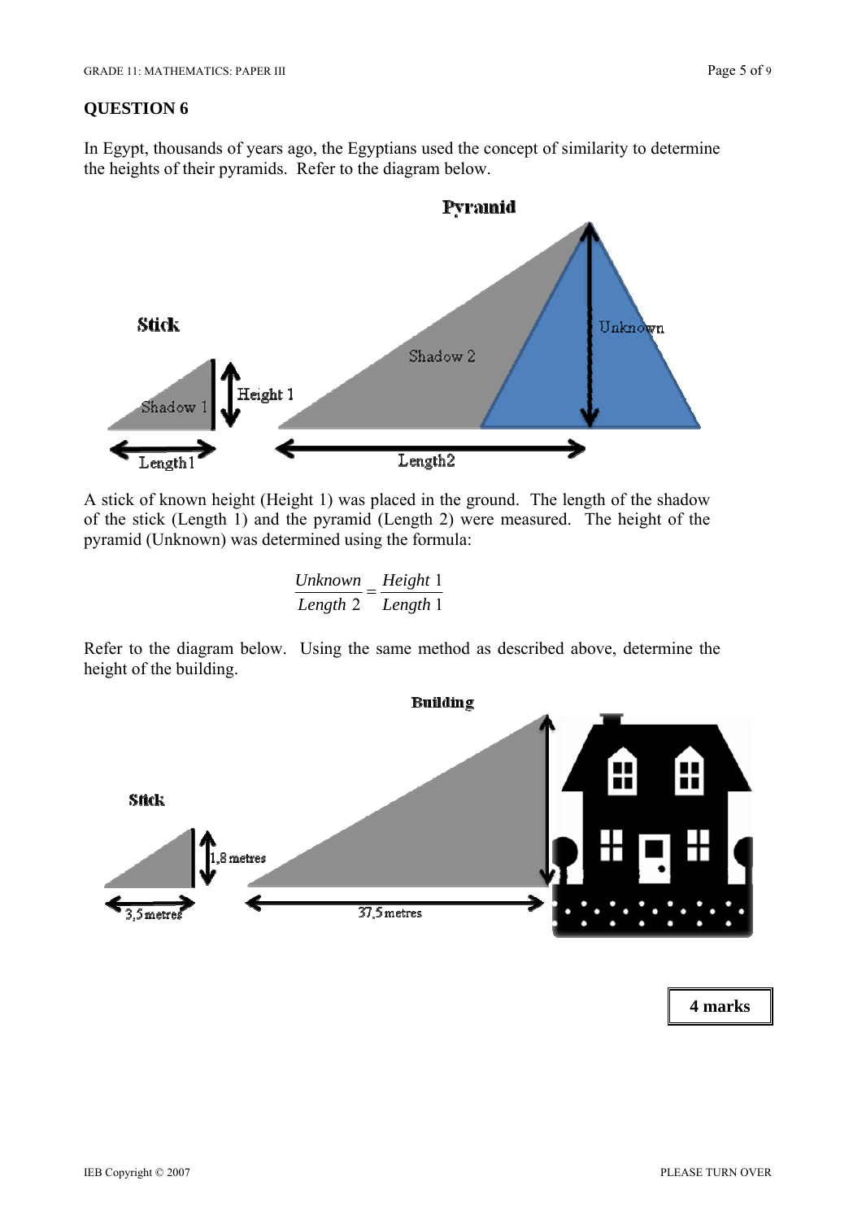## QUESTION 6

In Egypt, thousands of years ago, the Egyptians used the concept of similarity to determine the heights of their pyramids. Refer to the diagram below.

A stick of known height (Height 1) was placed in the ground. The length of the shadow of the stick (Length 1) and the pyramid (Length 2) were measured. The height of the pyramid (Unknown) was determined using the formula:

$$\frac{Unknown}{Length\ 2} = \frac{Height\ 1}{Length\ 1}$$

Refer to the diagram below. Using the same method as described above, determine the height of the building.

**4 marks**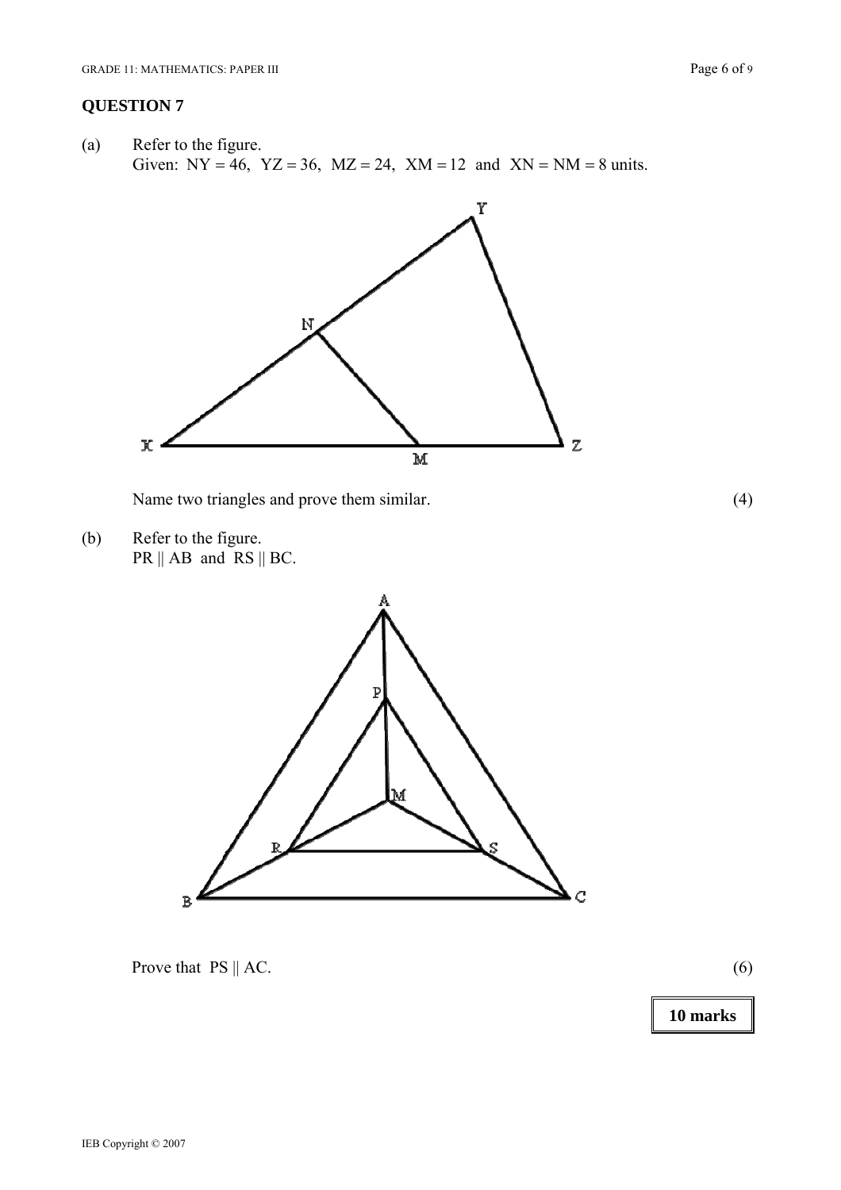## QUESTION 7

(a) Refer to the figure.
Given: NY = 46, YZ = 36, MZ = 24, XM = 12 and XN = NM = 8 units.

Name two triangles and prove them similar. (4)

(b) Refer to the figure.
PR || AB and RS || BC.

Prove that PS || AC. (6)

**10 marks**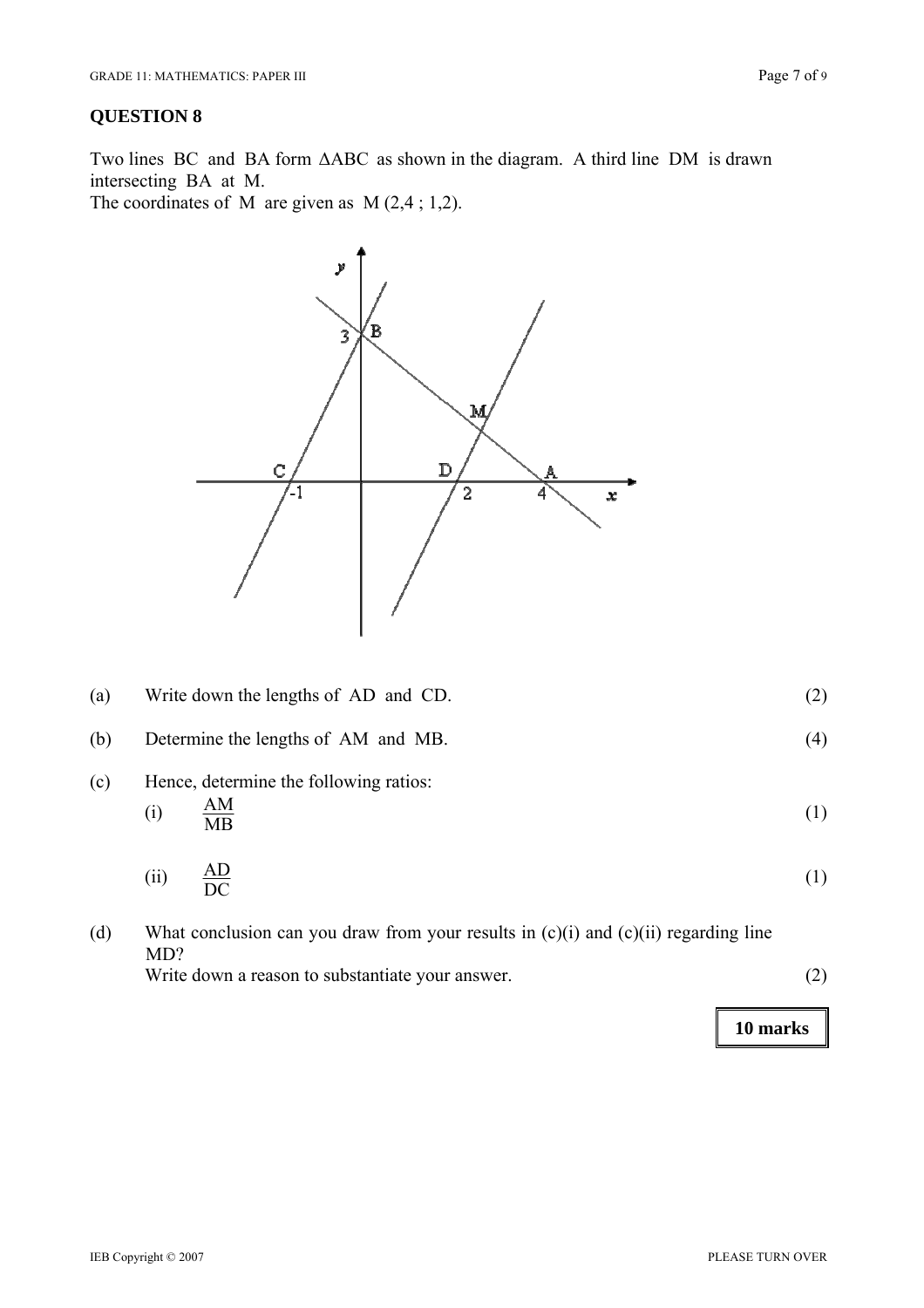## QUESTION 8

Two lines BC and BA form $\Delta ABC$ as shown in the diagram. A third line DM is drawn intersecting BA at M.
The coordinates of M are given as M (2,4 ; 1,2).

(a) Write down the lengths of AD and CD. (2)

(b) Determine the lengths of AM and MB. (4)

(c) Hence, determine the following ratios:

(i) $\frac{AM}{MB}$ (1)

(ii) $\frac{AD}{DC}$ (1)

(d) What conclusion can you draw from your results in (c)(i) and (c)(ii) regarding line MD?
Write down a reason to substantiate your answer. (2)

**10 marks**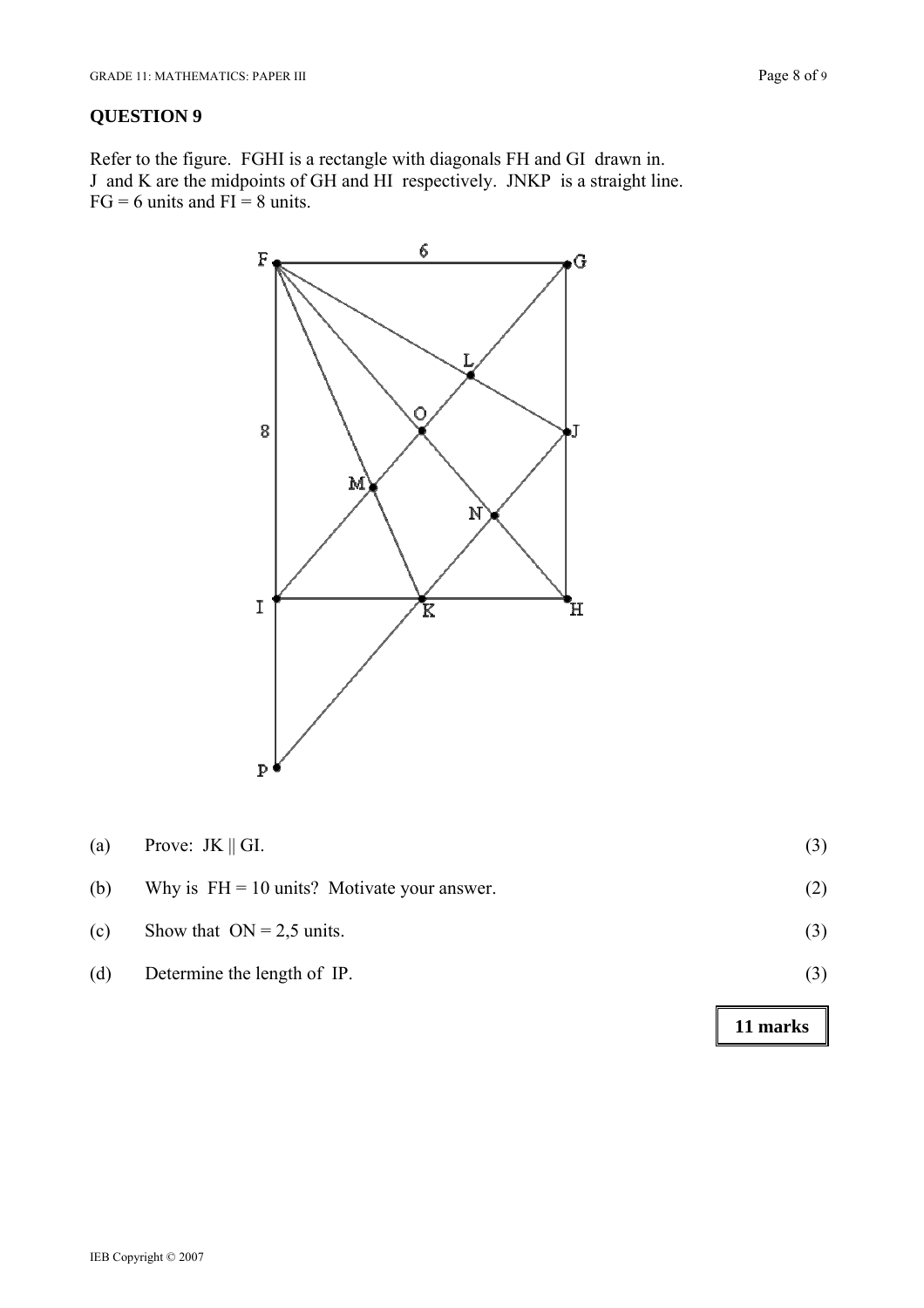## QUESTION 9

Refer to the figure. FGHI is a rectangle with diagonals FH and GI drawn in. J and K are the midpoints of GH and HI respectively. JNKP is a straight line. FG = 6 units and FI = 8 units.

(a) Prove: JK || GI. (3)

(b) Why is FH = 10 units? Motivate your answer. (2)

(c) Show that ON = 2,5 units. (3)

(d) Determine the length of IP. (3)

**11 marks**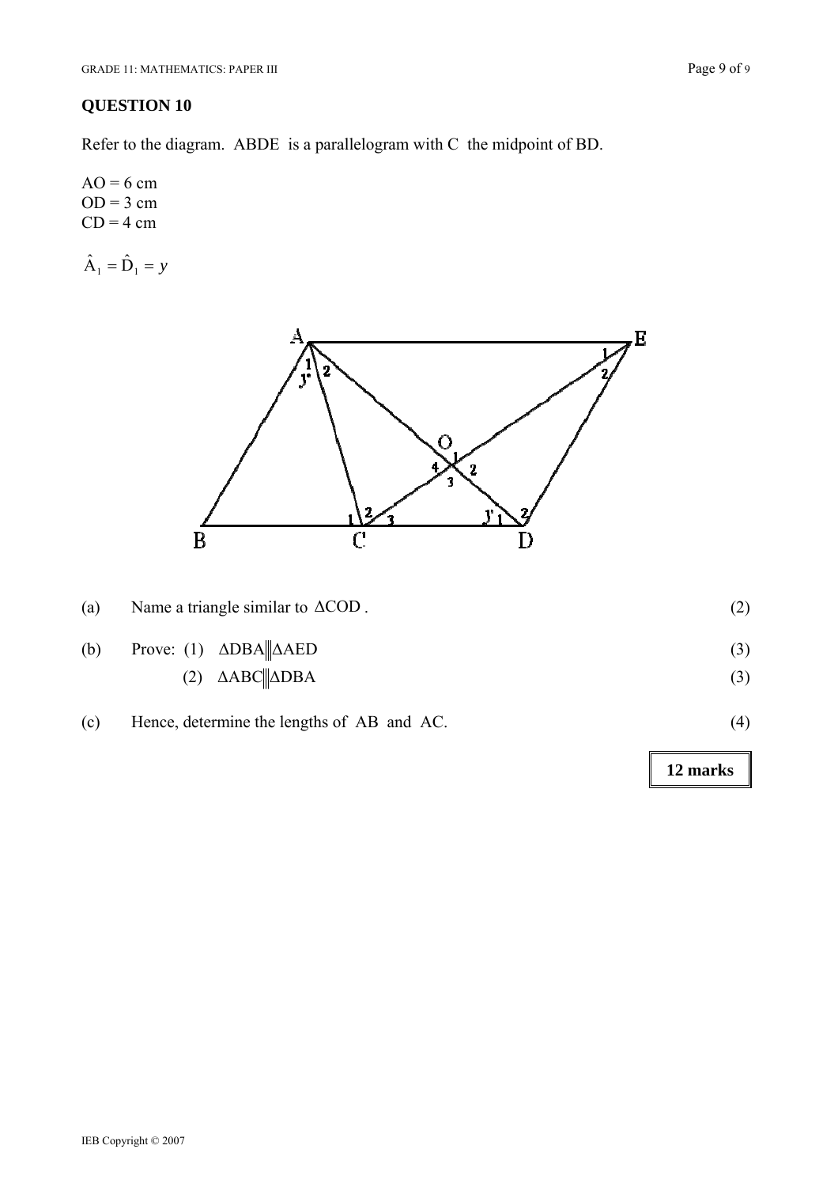## QUESTION 10

Refer to the diagram. ABDE is a parallelogram with C the midpoint of BD.

AO = 6 cm
OD = 3 cm
CD = 4 cm

$\hat{A}_1 = \hat{D}_1 = y$

(a) Name a triangle similar to $\Delta COD$. (2)

(b) Prove: (1) $\Delta DBA \parallel\parallel \Delta AED$ (3)

(2) $\Delta ABC \parallel\parallel \Delta DBA$ (3)

(c) Hence, determine the lengths of AB and AC. (4)

**12 marks**